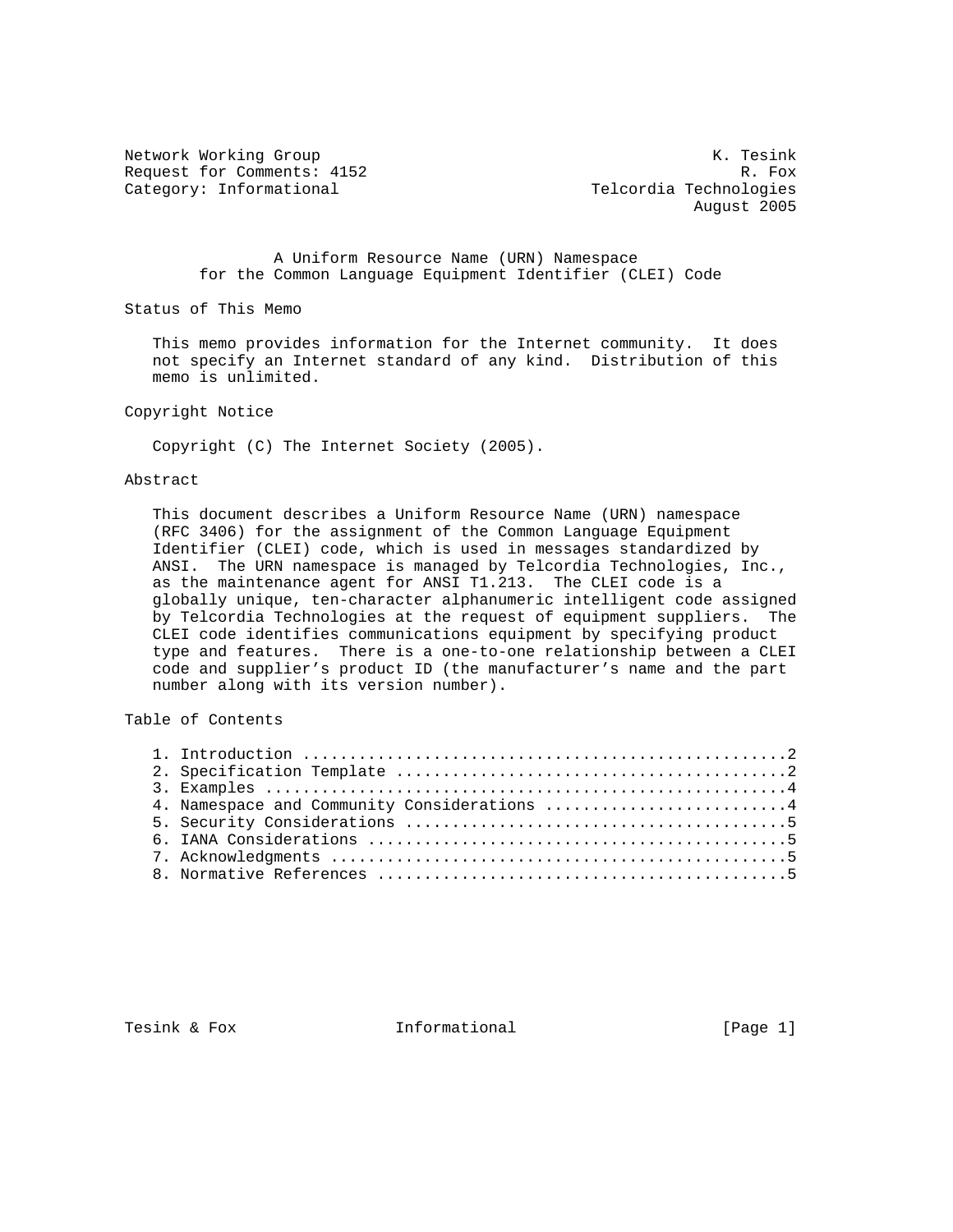Network Working Group K. Tesink
Request for Comments: 4152 R. Fox
Category: Informational Telcordia Technologies
August 2005

# A Uniform Resource Name (URN) Namespace for the Common Language Equipment Identifier (CLEI) Code

## Status of This Memo

This memo provides information for the Internet community. It does not specify an Internet standard of any kind. Distribution of this memo is unlimited.

## Copyright Notice

Copyright (C) The Internet Society (2005).

## Abstract

This document describes a Uniform Resource Name (URN) namespace (RFC 3406) for the assignment of the Common Language Equipment Identifier (CLEI) code, which is used in messages standardized by ANSI. The URN namespace is managed by Telcordia Technologies, Inc., as the maintenance agent for ANSI T1.213. The CLEI code is a globally unique, ten-character alphanumeric intelligent code assigned by Telcordia Technologies at the request of equipment suppliers. The CLEI code identifies communications equipment by specifying product type and features. There is a one-to-one relationship between a CLEI code and supplier's product ID (the manufacturer's name and the part number along with its version number).

## Table of Contents

1. Introduction ....................................................2
2. Specification Template .........................................2
3. Examples .......................................................4
4. Namespace and Community Considerations .........................4
5. Security Considerations ........................................5
6. IANA Considerations ............................................5
7. Acknowledgments ................................................5
8. Normative References ...........................................5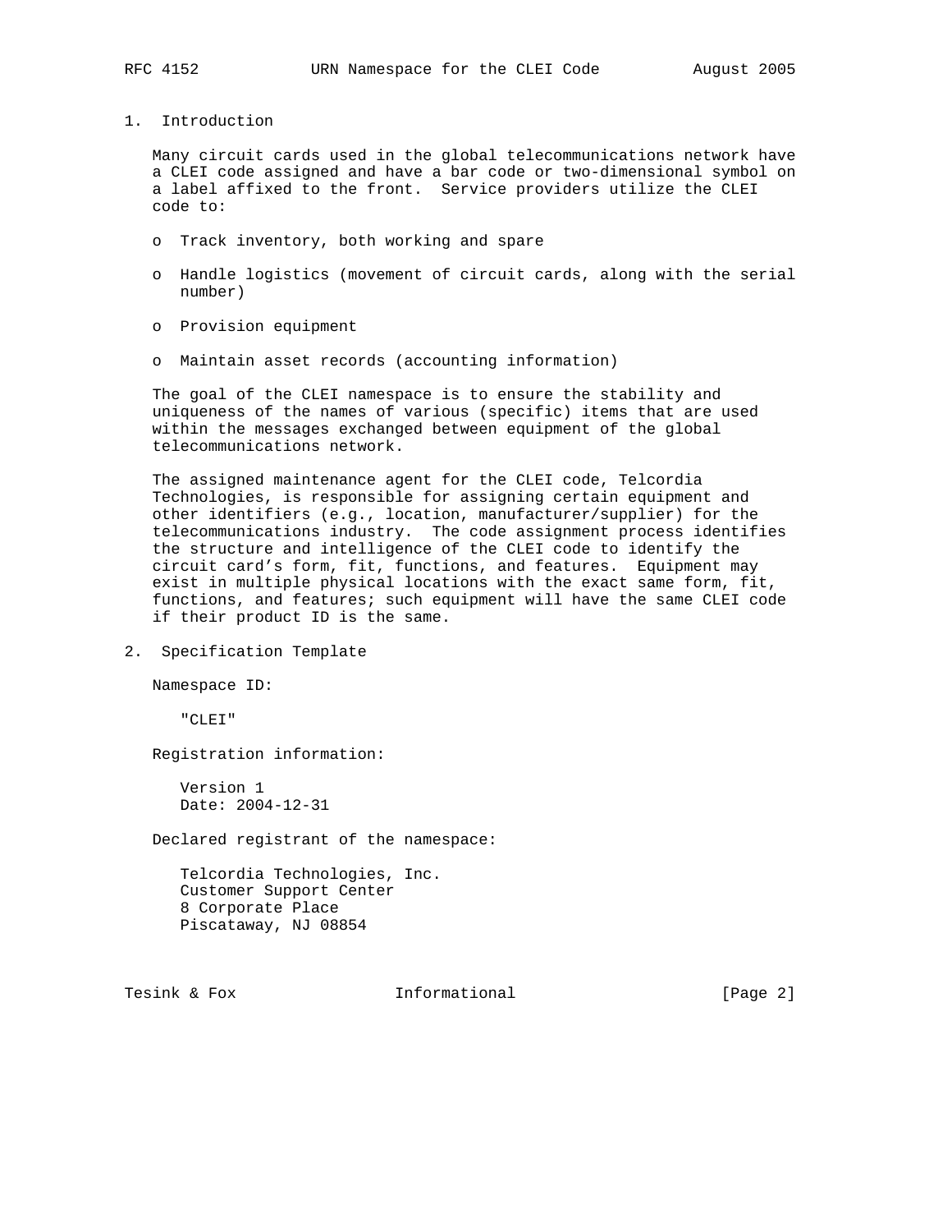## 1. Introduction

Many circuit cards used in the global telecommunications network have a CLEI code assigned and have a bar code or two-dimensional symbol on a label affixed to the front. Service providers utilize the CLEI code to:

- Track inventory, both working and spare
- Handle logistics (movement of circuit cards, along with the serial number)
- Provision equipment
- Maintain asset records (accounting information)

The goal of the CLEI namespace is to ensure the stability and uniqueness of the names of various (specific) items that are used within the messages exchanged between equipment of the global telecommunications network.

The assigned maintenance agent for the CLEI code, Telcordia Technologies, is responsible for assigning certain equipment and other identifiers (e.g., location, manufacturer/supplier) for the telecommunications industry. The code assignment process identifies the structure and intelligence of the CLEI code to identify the circuit card’s form, fit, functions, and features. Equipment may exist in multiple physical locations with the exact same form, fit, functions, and features; such equipment will have the same CLEI code if their product ID is the same.

## 2. Specification Template

Namespace ID:

"CLEI"

Registration information:

Version 1
Date: 2004-12-31

Declared registrant of the namespace:

Telcordia Technologies, Inc.
Customer Support Center
8 Corporate Place
Piscataway, NJ 08854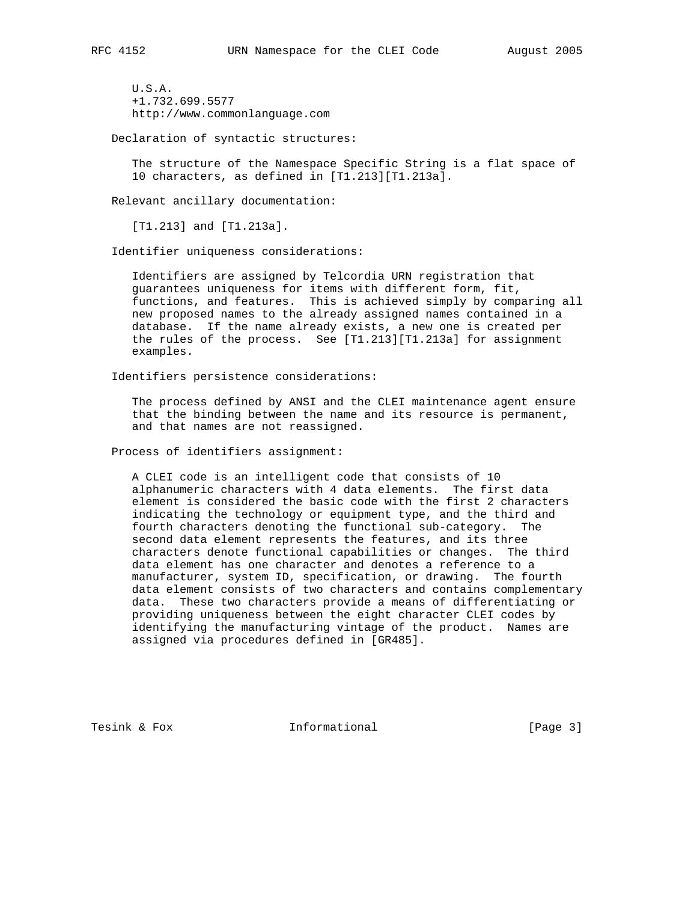U.S.A.
+1.732.699.5577
http://www.commonlanguage.com

Declaration of syntactic structures:

The structure of the Namespace Specific String is a flat space of 10 characters, as defined in [T1.213][T1.213a].

Relevant ancillary documentation:

[T1.213] and [T1.213a].

Identifier uniqueness considerations:

Identifiers are assigned by Telcordia URN registration that guarantees uniqueness for items with different form, fit, functions, and features. This is achieved simply by comparing all new proposed names to the already assigned names contained in a database. If the name already exists, a new one is created per the rules of the process. See [T1.213][T1.213a] for assignment examples.

Identifiers persistence considerations:

The process defined by ANSI and the CLEI maintenance agent ensure that the binding between the name and its resource is permanent, and that names are not reassigned.

Process of identifiers assignment:

A CLEI code is an intelligent code that consists of 10 alphanumeric characters with 4 data elements. The first data element is considered the basic code with the first 2 characters indicating the technology or equipment type, and the third and fourth characters denoting the functional sub-category. The second data element represents the features, and its three characters denote functional capabilities or changes. The third data element has one character and denotes a reference to a manufacturer, system ID, specification, or drawing. The fourth data element consists of two characters and contains complementary data. These two characters provide a means of differentiating or providing uniqueness between the eight character CLEI codes by identifying the manufacturing vintage of the product. Names are assigned via procedures defined in [GR485].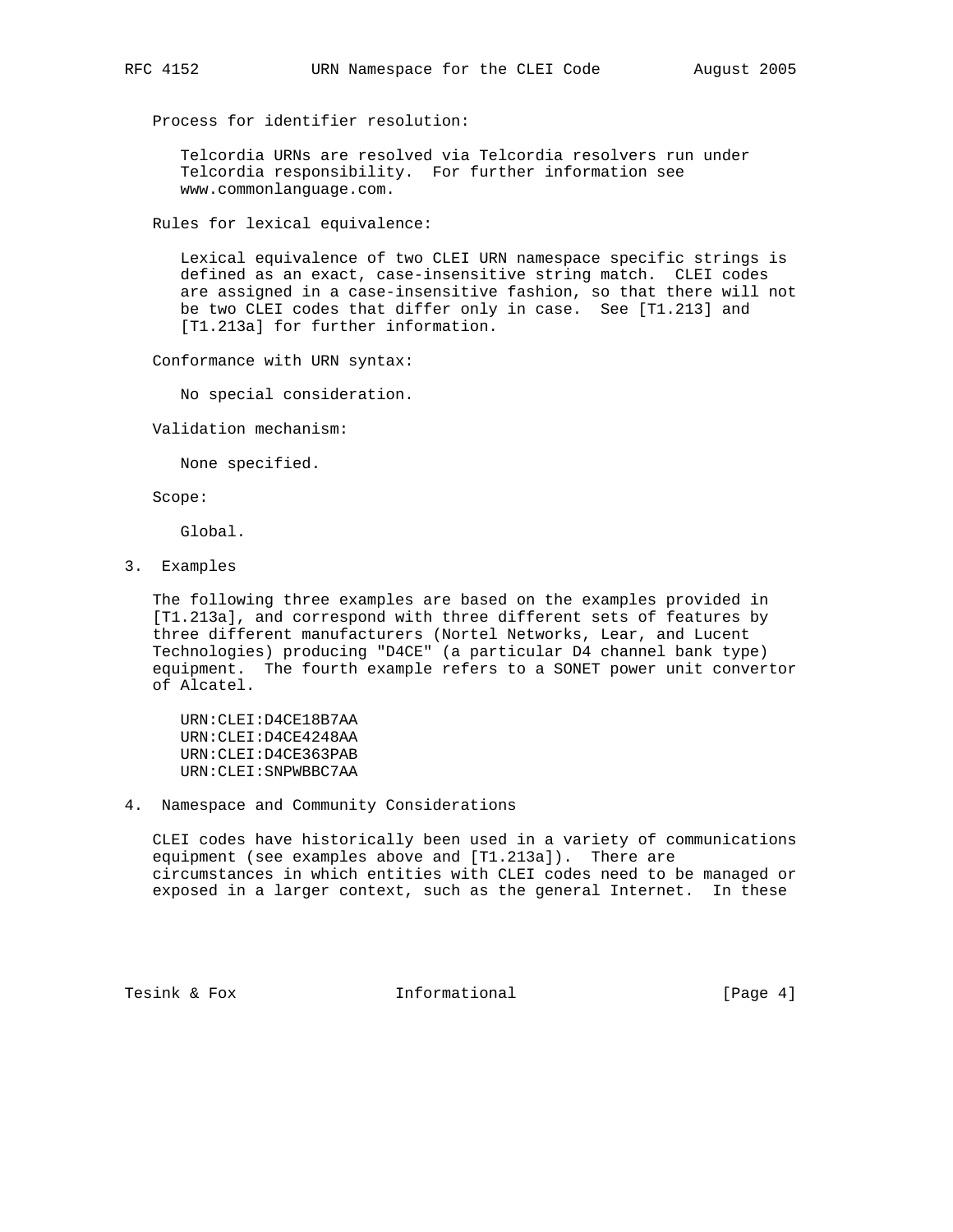Process for identifier resolution:

Telcordia URNs are resolved via Telcordia resolvers run under Telcordia responsibility. For further information see www.commonlanguage.com.

Rules for lexical equivalence:

Lexical equivalence of two CLEI URN namespace specific strings is defined as an exact, case-insensitive string match. CLEI codes are assigned in a case-insensitive fashion, so that there will not be two CLEI codes that differ only in case. See [T1.213] and [T1.213a] for further information.

Conformance with URN syntax:

No special consideration.

Validation mechanism:

None specified.

Scope:

Global.

## 3. Examples

The following three examples are based on the examples provided in [T1.213a], and correspond with three different sets of features by three different manufacturers (Nortel Networks, Lear, and Lucent Technologies) producing "D4CE" (a particular D4 channel bank type) equipment. The fourth example refers to a SONET power unit convertor of Alcatel.

```
URN:CLEI:D4CE18B7AA
URN:CLEI:D4CE4248AA
URN:CLEI:D4CE363PAB
URN:CLEI:SNPWBBC7AA
```

## 4. Namespace and Community Considerations

CLEI codes have historically been used in a variety of communications equipment (see examples above and [T1.213a]). There are circumstances in which entities with CLEI codes need to be managed or exposed in a larger context, such as the general Internet. In these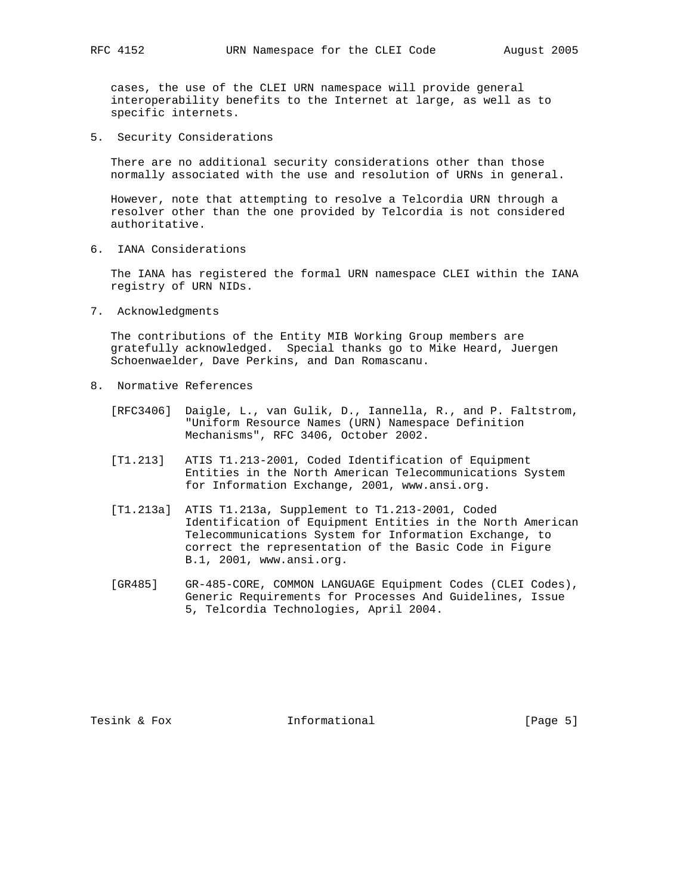cases, the use of the CLEI URN namespace will provide general interoperability benefits to the Internet at large, as well as to specific internets.

## 5. Security Considerations

There are no additional security considerations other than those normally associated with the use and resolution of URNs in general.

However, note that attempting to resolve a Telcordia URN through a resolver other than the one provided by Telcordia is not considered authoritative.

## 6. IANA Considerations

The IANA has registered the formal URN namespace CLEI within the IANA registry of URN NIDs.

## 7. Acknowledgments

The contributions of the Entity MIB Working Group members are gratefully acknowledged. Special thanks go to Mike Heard, Juergen Schoenwaelder, Dave Perkins, and Dan Romascanu.

## 8. Normative References

[RFC3406] Daigle, L., van Gulik, D., Iannella, R., and P. Faltstrom, "Uniform Resource Names (URN) Namespace Definition Mechanisms", RFC 3406, October 2002.

[T1.213] ATIS T1.213-2001, Coded Identification of Equipment Entities in the North American Telecommunications System for Information Exchange, 2001, www.ansi.org.

[T1.213a] ATIS T1.213a, Supplement to T1.213-2001, Coded Identification of Equipment Entities in the North American Telecommunications System for Information Exchange, to correct the representation of the Basic Code in Figure B.1, 2001, www.ansi.org.

[GR485] GR-485-CORE, COMMON LANGUAGE Equipment Codes (CLEI Codes), Generic Requirements for Processes And Guidelines, Issue 5, Telcordia Technologies, April 2004.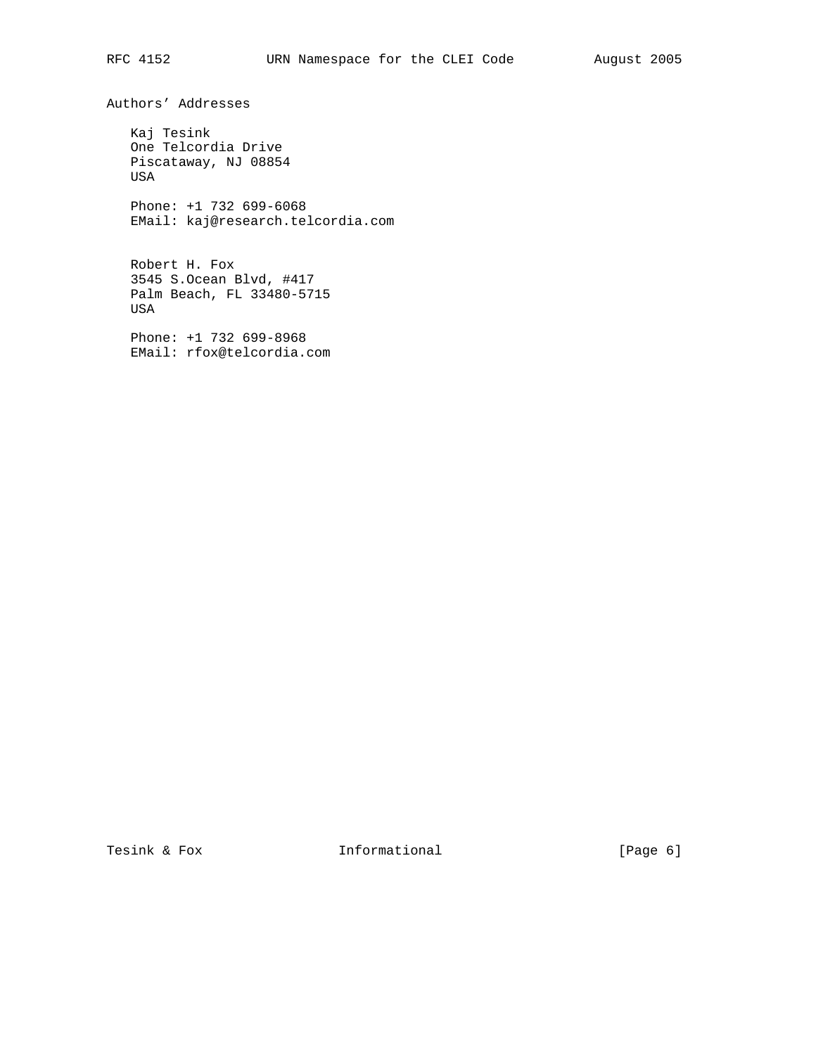## Authors' Addresses

Kaj Tesink
One Telcordia Drive
Piscataway, NJ 08854
USA

Phone: +1 732 699-6068
EMail: kaj@research.telcordia.com

Robert H. Fox
3545 S.Ocean Blvd, #417
Palm Beach, FL 33480-5715
USA

Phone: +1 732 699-8968
EMail: rfox@telcordia.com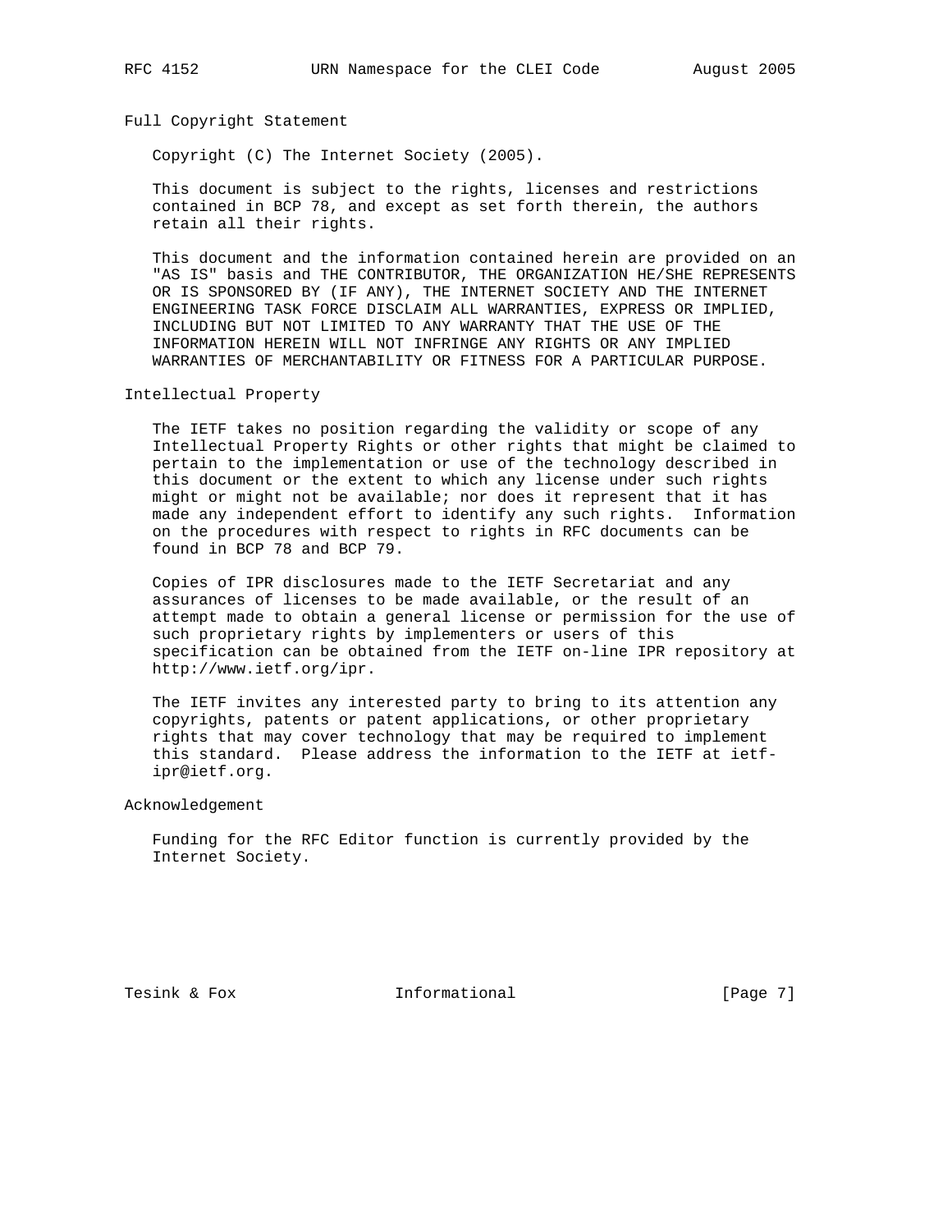## Full Copyright Statement

Copyright (C) The Internet Society (2005).

This document is subject to the rights, licenses and restrictions contained in BCP 78, and except as set forth therein, the authors retain all their rights.

This document and the information contained herein are provided on an "AS IS" basis and THE CONTRIBUTOR, THE ORGANIZATION HE/SHE REPRESENTS OR IS SPONSORED BY (IF ANY), THE INTERNET SOCIETY AND THE INTERNET ENGINEERING TASK FORCE DISCLAIM ALL WARRANTIES, EXPRESS OR IMPLIED, INCLUDING BUT NOT LIMITED TO ANY WARRANTY THAT THE USE OF THE INFORMATION HEREIN WILL NOT INFRINGE ANY RIGHTS OR ANY IMPLIED WARRANTIES OF MERCHANTABILITY OR FITNESS FOR A PARTICULAR PURPOSE.

## Intellectual Property

The IETF takes no position regarding the validity or scope of any Intellectual Property Rights or other rights that might be claimed to pertain to the implementation or use of the technology described in this document or the extent to which any license under such rights might or might not be available; nor does it represent that it has made any independent effort to identify any such rights. Information on the procedures with respect to rights in RFC documents can be found in BCP 78 and BCP 79.

Copies of IPR disclosures made to the IETF Secretariat and any assurances of licenses to be made available, or the result of an attempt made to obtain a general license or permission for the use of such proprietary rights by implementers or users of this specification can be obtained from the IETF on-line IPR repository at http://www.ietf.org/ipr.

The IETF invites any interested party to bring to its attention any copyrights, patents or patent applications, or other proprietary rights that may cover technology that may be required to implement this standard. Please address the information to the IETF at ietf-ipr@ietf.org.

## Acknowledgement

Funding for the RFC Editor function is currently provided by the Internet Society.